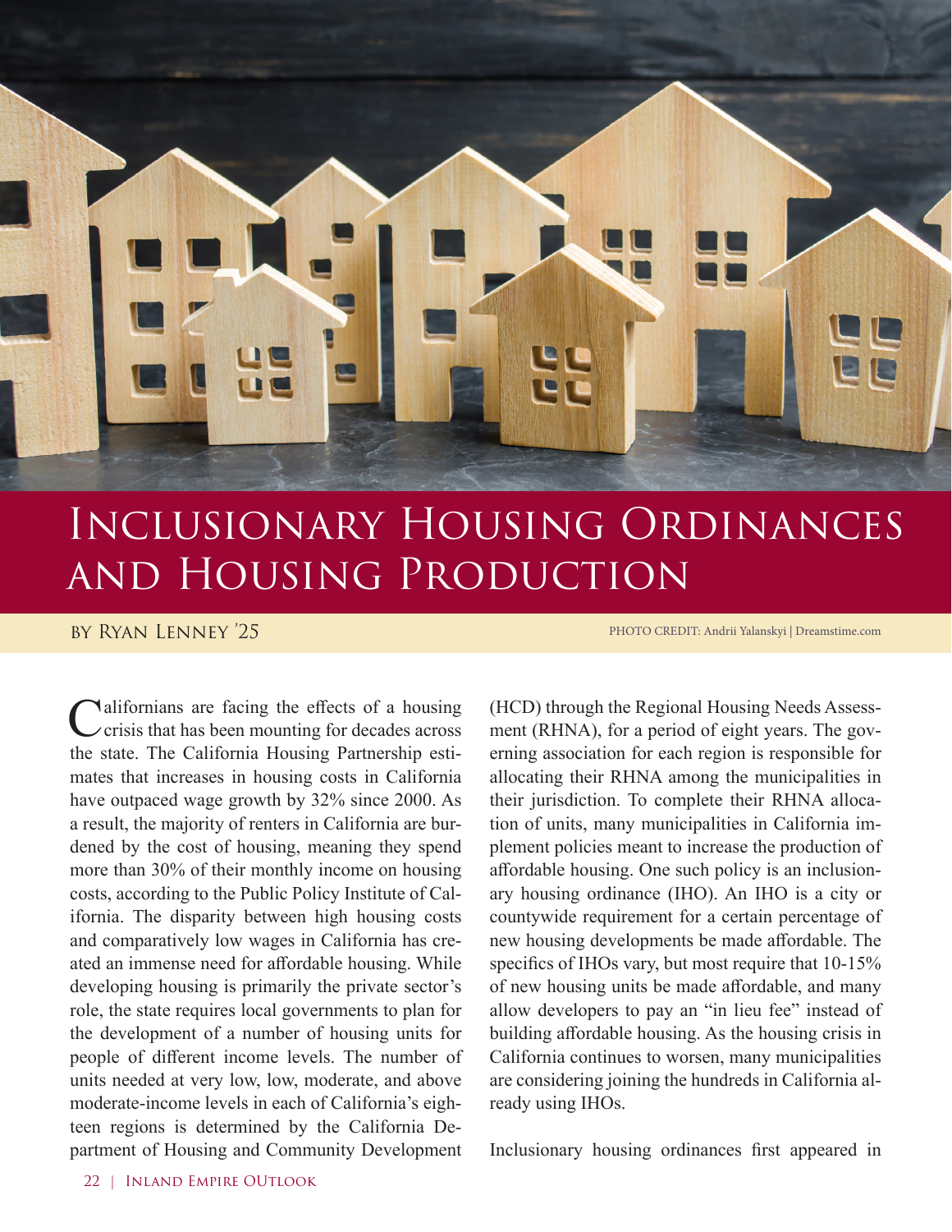# Inclusionary Housing Ordinances and Housing Production

By Ryan Lenney '25

PHOTO CREDIT: Andrii Yalanskyi | Dreamstime.com

Californians are facing the effects of a housing crisis that has been mounting for decades across the state. The California Housing Partnership estimates that increases in housing costs in California have outpaced wage growth by 32% since 2000. As a result, the majority of renters in California are burdened by the cost of housing, meaning they spend more than 30% of their monthly income on housing costs, according to the Public Policy Institute of California. The disparity between high housing costs and comparatively low wages in California has created an immense need for affordable housing. While developing housing is primarily the private sector's role, the state requires local governments to plan for the development of a number of housing units for people of different income levels. The number of units needed at very low, low, moderate, and above moderate-income levels in each of California's eighteen regions is determined by the California Department of Housing and Community Development (HCD) through the Regional Housing Needs Assessment (RHNA), for a period of eight years. The governing association for each region is responsible for allocating their RHNA among the municipalities in their jurisdiction. To complete their RHNA allocation of units, many municipalities in California implement policies meant to increase the production of affordable housing. One such policy is an inclusionary housing ordinance (IHO). An IHO is a city or countywide requirement for a certain percentage of new housing developments be made affordable. The specifics of IHOs vary, but most require that 10-15% of new housing units be made affordable, and many allow developers to pay an "in lieu fee" instead of building affordable housing. As the housing crisis in California continues to worsen, many municipalities are considering joining the hundreds in California already using IHOs.

Inclusionary housing ordinances first appeared in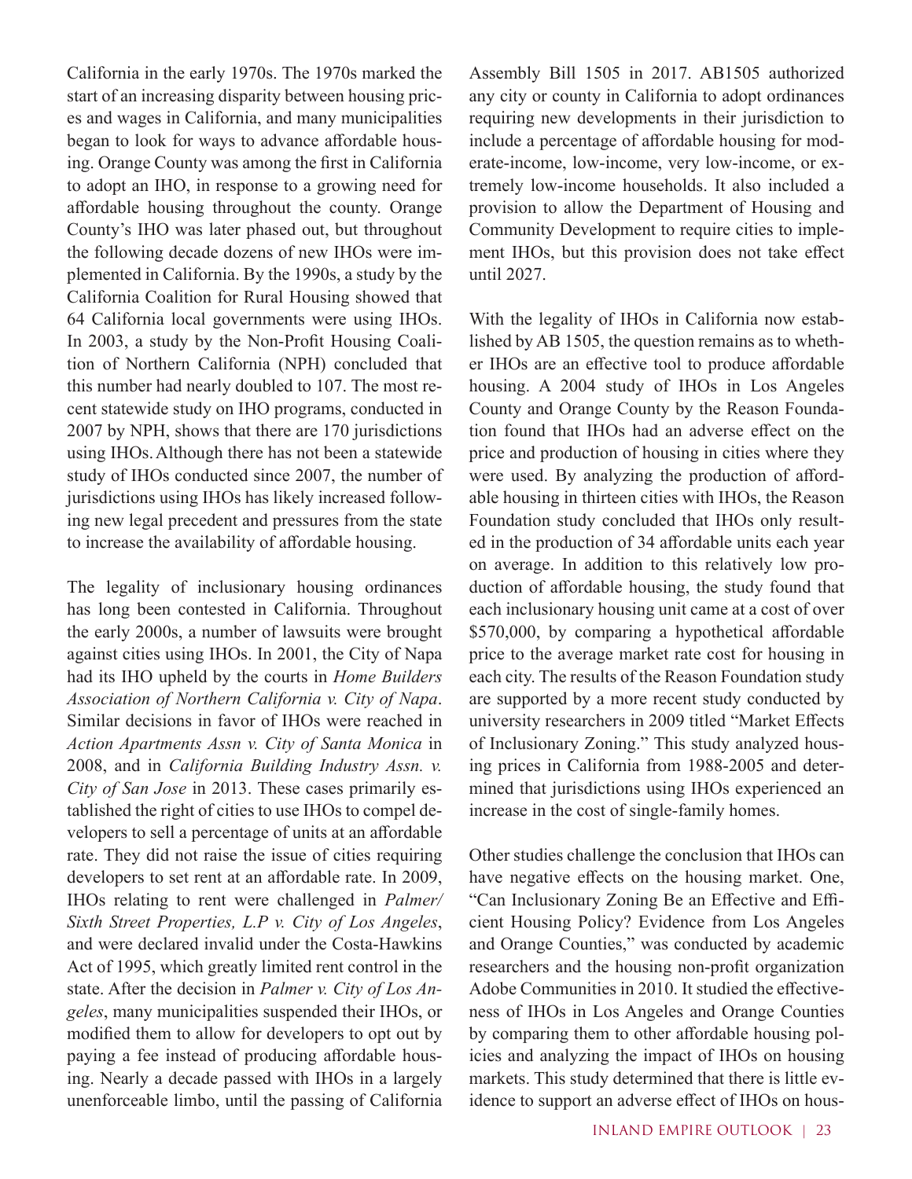California in the early 1970s. The 1970s marked the start of an increasing disparity between housing prices and wages in California, and many municipalities began to look for ways to advance affordable housing. Orange County was among the first in California to adopt an IHO, in response to a growing need for affordable housing throughout the county. Orange County's IHO was later phased out, but throughout the following decade dozens of new IHOs were implemented in California. By the 1990s, a study by the California Coalition for Rural Housing showed that 64 California local governments were using IHOs. In 2003, a study by the Non-Profit Housing Coalition of Northern California (NPH) concluded that this number had nearly doubled to 107. The most recent statewide study on IHO programs, conducted in 2007 by NPH, shows that there are 170 jurisdictions using IHOs. Although there has not been a statewide study of IHOs conducted since 2007, the number of jurisdictions using IHOs has likely increased following new legal precedent and pressures from the state to increase the availability of affordable housing.

The legality of inclusionary housing ordinances has long been contested in California. Throughout the early 2000s, a number of lawsuits were brought against cities using IHOs. In 2001, the City of Napa had its IHO upheld by the courts in *Home Builders Association of Northern California v. City of Napa*. Similar decisions in favor of IHOs were reached in *Action Apartments Assn v. City of Santa Monica* in 2008, and in *California Building Industry Assn. v. City of San Jose* in 2013. These cases primarily established the right of cities to use IHOs to compel developers to sell a percentage of units at an affordable rate. They did not raise the issue of cities requiring developers to set rent at an affordable rate. In 2009, IHOs relating to rent were challenged in *Palmer/Sixth Street Properties, L.P v. City of Los Angeles*, and were declared invalid under the Costa-Hawkins Act of 1995, which greatly limited rent control in the state. After the decision in *Palmer v. City of Los Angeles*, many municipalities suspended their IHOs, or modified them to allow for developers to opt out by paying a fee instead of producing affordable housing. Nearly a decade passed with IHOs in a largely unenforceable limbo, until the passing of California Assembly Bill 1505 in 2017. AB1505 authorized any city or county in California to adopt ordinances requiring new developments in their jurisdiction to include a percentage of affordable housing for moderate-income, low-income, very low-income, or extremely low-income households. It also included a provision to allow the Department of Housing and Community Development to require cities to implement IHOs, but this provision does not take effect until 2027.

With the legality of IHOs in California now established by AB 1505, the question remains as to whether IHOs are an effective tool to produce affordable housing. A 2004 study of IHOs in Los Angeles County and Orange County by the Reason Foundation found that IHOs had an adverse effect on the price and production of housing in cities where they were used. By analyzing the production of affordable housing in thirteen cities with IHOs, the Reason Foundation study concluded that IHOs only resulted in the production of 34 affordable units each year on average. In addition to this relatively low production of affordable housing, the study found that each inclusionary housing unit came at a cost of over $570,000, by comparing a hypothetical affordable price to the average market rate cost for housing in each city. The results of the Reason Foundation study are supported by a more recent study conducted by university researchers in 2009 titled "Market Effects of Inclusionary Zoning." This study analyzed housing prices in California from 1988-2005 and determined that jurisdictions using IHOs experienced an increase in the cost of single-family homes.

Other studies challenge the conclusion that IHOs can have negative effects on the housing market. One, "Can Inclusionary Zoning Be an Effective and Efficient Housing Policy? Evidence from Los Angeles and Orange Counties," was conducted by academic researchers and the housing non-profit organization Adobe Communities in 2010. It studied the effectiveness of IHOs in Los Angeles and Orange Counties by comparing them to other affordable housing policies and analyzing the impact of IHOs on housing markets. This study determined that there is little evidence to support an adverse effect of IHOs on hous-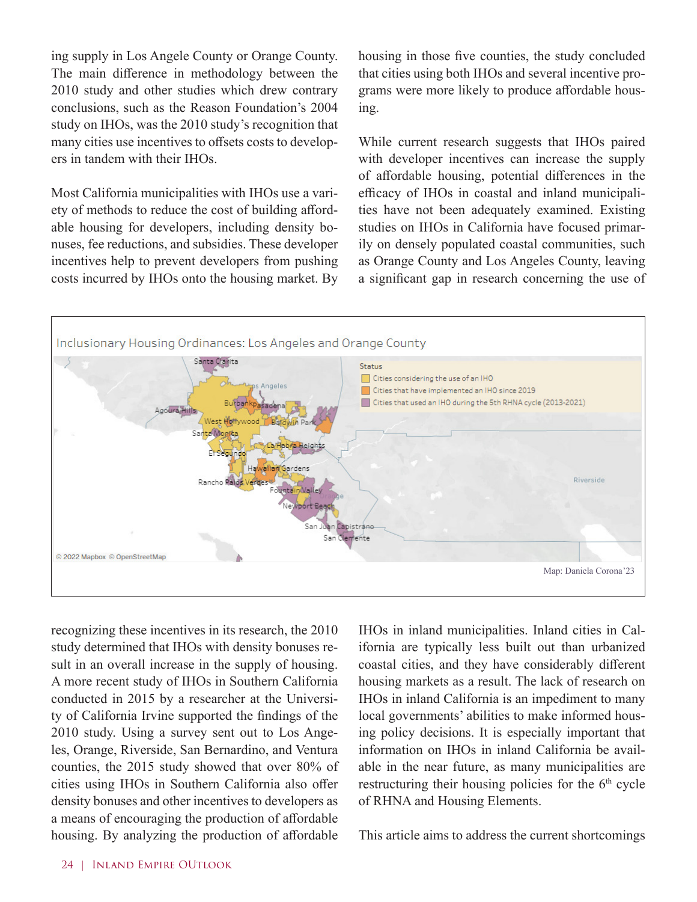ing supply in Los Angele County or Orange County. The main difference in methodology between the 2010 study and other studies which drew contrary conclusions, such as the Reason Foundation's 2004 study on IHOs, was the 2010 study's recognition that many cities use incentives to offsets costs to developers in tandem with their IHOs.

Most California municipalities with IHOs use a variety of methods to reduce the cost of building affordable housing for developers, including density bonuses, fee reductions, and subsidies. These developer incentives help to prevent developers from pushing costs incurred by IHOs onto the housing market. By recognizing these incentives in its research, the 2010 study determined that IHOs with density bonuses result in an overall increase in the supply of housing. A more recent study of IHOs in Southern California conducted in 2015 by a researcher at the University of California Irvine supported the findings of the 2010 study. Using a survey sent out to Los Angeles, Orange, Riverside, San Bernardino, and Ventura counties, the 2015 study showed that over 80% of cities using IHOs in Southern California also offer density bonuses and other incentives to developers as a means of encouraging the production of affordable housing. By analyzing the production of affordable housing in those five counties, the study concluded that cities using both IHOs and several incentive programs were more likely to produce affordable housing.

While current research suggests that IHOs paired with developer incentives can increase the supply of affordable housing, potential differences in the efficacy of IHOs in coastal and inland municipalities have not been adequately examined. Existing studies on IHOs in California have focused primarily on densely populated coastal communities, such as Orange County and Los Angeles County, leaving a significant gap in research concerning the use of IHOs in inland municipalities. Inland cities in California are typically less built out than urbanized coastal cities, and they have considerably different housing markets as a result. The lack of research on IHOs in inland California is an impediment to many local governments' abilities to make informed housing policy decisions. It is especially important that information on IHOs in inland California be available in the near future, as many municipalities are restructuring their housing policies for the 6th cycle of RHNA and Housing Elements.

This article aims to address the current shortcomings

Inclusionary Housing Ordinances: Los Angeles and Orange County

Status
- Cities considering the use of an IHO
- Cities that have implemented an IHO since 2019
- Cities that used an IHO during the 5th RHNA cycle (2013-2021)

© 2022 Mapbox © OpenStreetMap

Map: Daniela Corona'23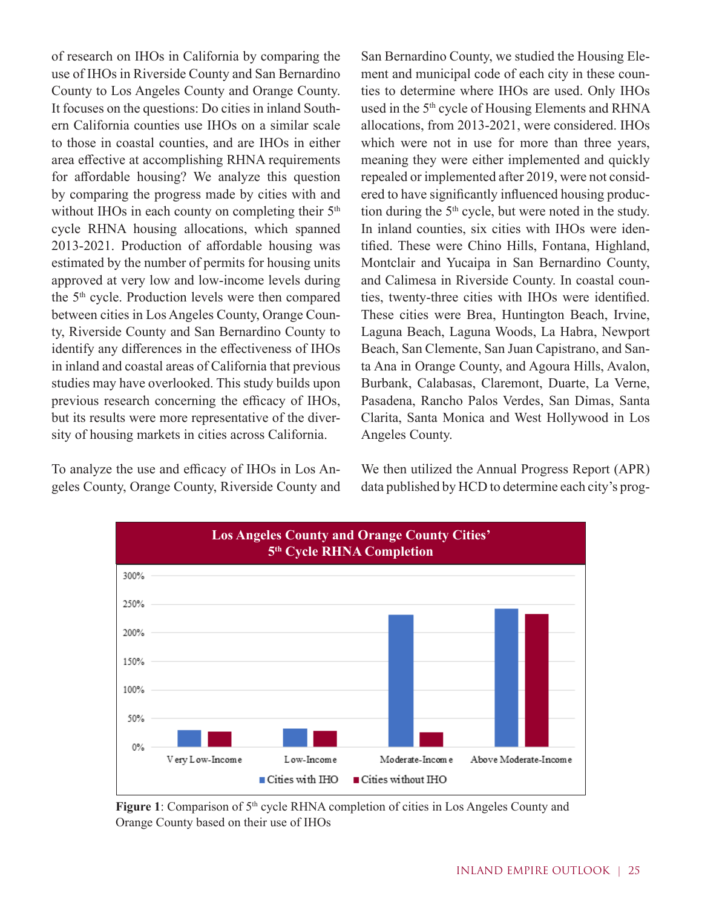of research on IHOs in California by comparing the use of IHOs in Riverside County and San Bernardino County to Los Angeles County and Orange County. It focuses on the questions: Do cities in inland Southern California counties use IHOs on a similar scale to those in coastal counties, and are IHOs in either area effective at accomplishing RHNA requirements for affordable housing? We analyze this question by comparing the progress made by cities with and without IHOs in each county on completing their 5th cycle RHNA housing allocations, which spanned 2013-2021. Production of affordable housing was estimated by the number of permits for housing units approved at very low and low-income levels during the 5th cycle. Production levels were then compared between cities in Los Angeles County, Orange County, Riverside County and San Bernardino County to identify any differences in the effectiveness of IHOs in inland and coastal areas of California that previous studies may have overlooked. This study builds upon previous research concerning the efficacy of IHOs, but its results were more representative of the diversity of housing markets in cities across California.

To analyze the use and efficacy of IHOs in Los Angeles County, Orange County, Riverside County and San Bernardino County, we studied the Housing Element and municipal code of each city in these counties to determine where IHOs are used. Only IHOs used in the 5th cycle of Housing Elements and RHNA allocations, from 2013-2021, were considered. IHOs which were not in use for more than three years, meaning they were either implemented and quickly repealed or implemented after 2019, were not considered to have significantly influenced housing production during the 5th cycle, but were noted in the study. In inland counties, six cities with IHOs were identified. These were Chino Hills, Fontana, Highland, Montclair and Yucaipa in San Bernardino County, and Calimesa in Riverside County. In coastal counties, twenty-three cities with IHOs were identified. These cities were Brea, Huntington Beach, Irvine, Laguna Beach, Laguna Woods, La Habra, Newport Beach, San Clemente, San Juan Capistrano, and Santa Ana in Orange County, and Agoura Hills, Avalon, Burbank, Calabasas, Claremont, Duarte, La Verne, Pasadena, Rancho Palos Verdes, San Dimas, Santa Clarita, Santa Monica and West Hollywood in Los Angeles County.

We then utilized the Annual Progress Report (APR) data published by HCD to determine each city's prog-

**Los Angeles County and Orange County Cities' 5th Cycle RHNA Completion**

**Figure 1**: Comparison of 5th cycle RHNA completion of cities in Los Angeles County and Orange County based on their use of IHOs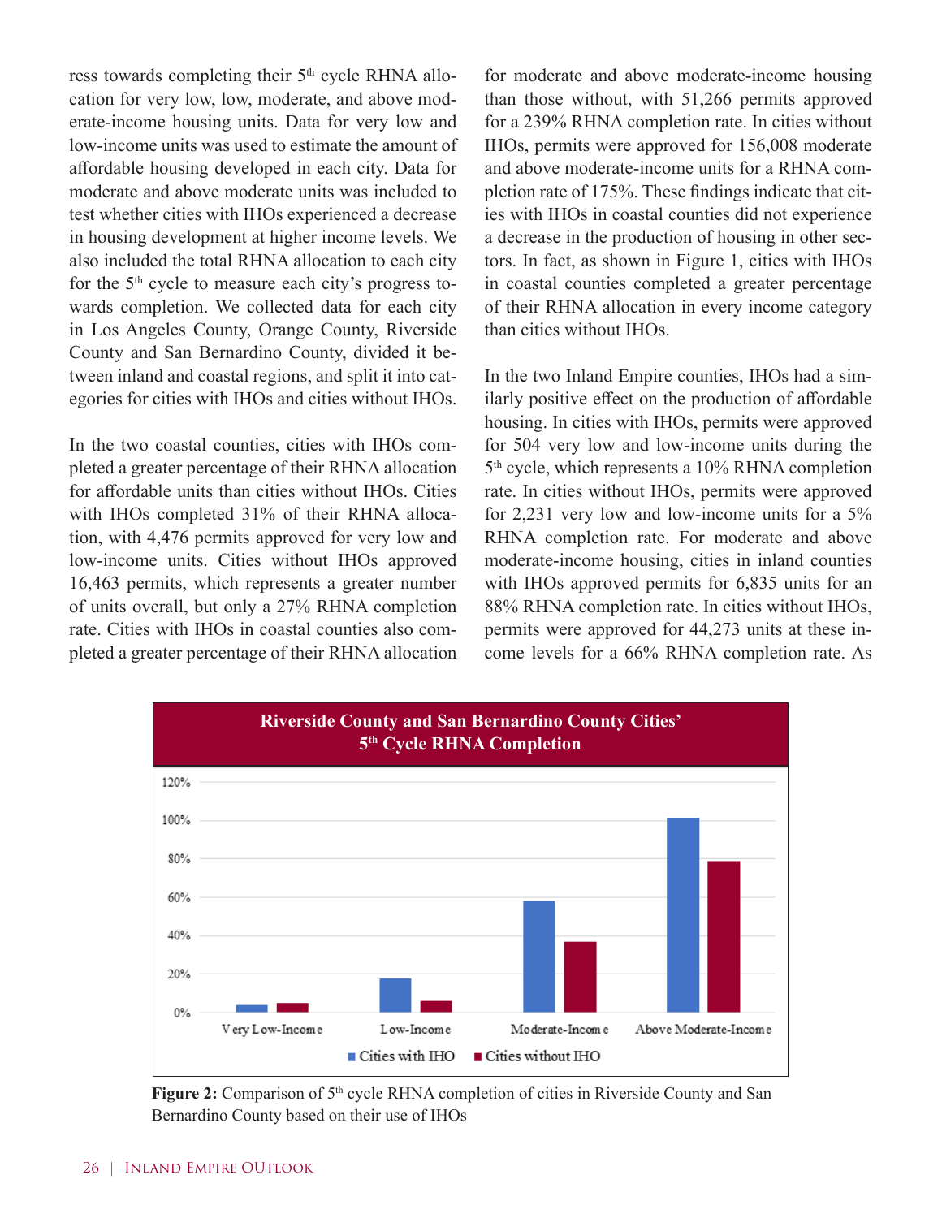ress towards completing their 5th cycle RHNA allocation for very low, low, moderate, and above moderate-income housing units. Data for very low and low-income units was used to estimate the amount of affordable housing developed in each city. Data for moderate and above moderate units was included to test whether cities with IHOs experienced a decrease in housing development at higher income levels. We also included the total RHNA allocation to each city for the 5th cycle to measure each city's progress towards completion. We collected data for each city in Los Angeles County, Orange County, Riverside County and San Bernardino County, divided it between inland and coastal regions, and split it into categories for cities with IHOs and cities without IHOs.

In the two coastal counties, cities with IHOs completed a greater percentage of their RHNA allocation for affordable units than cities without IHOs. Cities with IHOs completed 31% of their RHNA allocation, with 4,476 permits approved for very low and low-income units. Cities without IHOs approved 16,463 permits, which represents a greater number of units overall, but only a 27% RHNA completion rate. Cities with IHOs in coastal counties also completed a greater percentage of their RHNA allocation for moderate and above moderate-income housing than those without, with 51,266 permits approved for a 239% RHNA completion rate. In cities without IHOs, permits were approved for 156,008 moderate and above moderate-income units for a RHNA completion rate of 175%. These findings indicate that cities with IHOs in coastal counties did not experience a decrease in the production of housing in other sectors. In fact, as shown in Figure 1, cities with IHOs in coastal counties completed a greater percentage of their RHNA allocation in every income category than cities without IHOs.

In the two Inland Empire counties, IHOs had a similarly positive effect on the production of affordable housing. In cities with IHOs, permits were approved for 504 very low and low-income units during the 5th cycle, which represents a 10% RHNA completion rate. In cities without IHOs, permits were approved for 2,231 very low and low-income units for a 5% RHNA completion rate. For moderate and above moderate-income housing, cities in inland counties with IHOs approved permits for 6,835 units for an 88% RHNA completion rate. In cities without IHOs, permits were approved for 44,273 units at these income levels for a 66% RHNA completion rate. As

**Riverside County and San Bernardino County Cities' 5th Cycle RHNA Completion**

**Figure 2:** Comparison of 5th cycle RHNA completion of cities in Riverside County and San Bernardino County based on their use of IHOs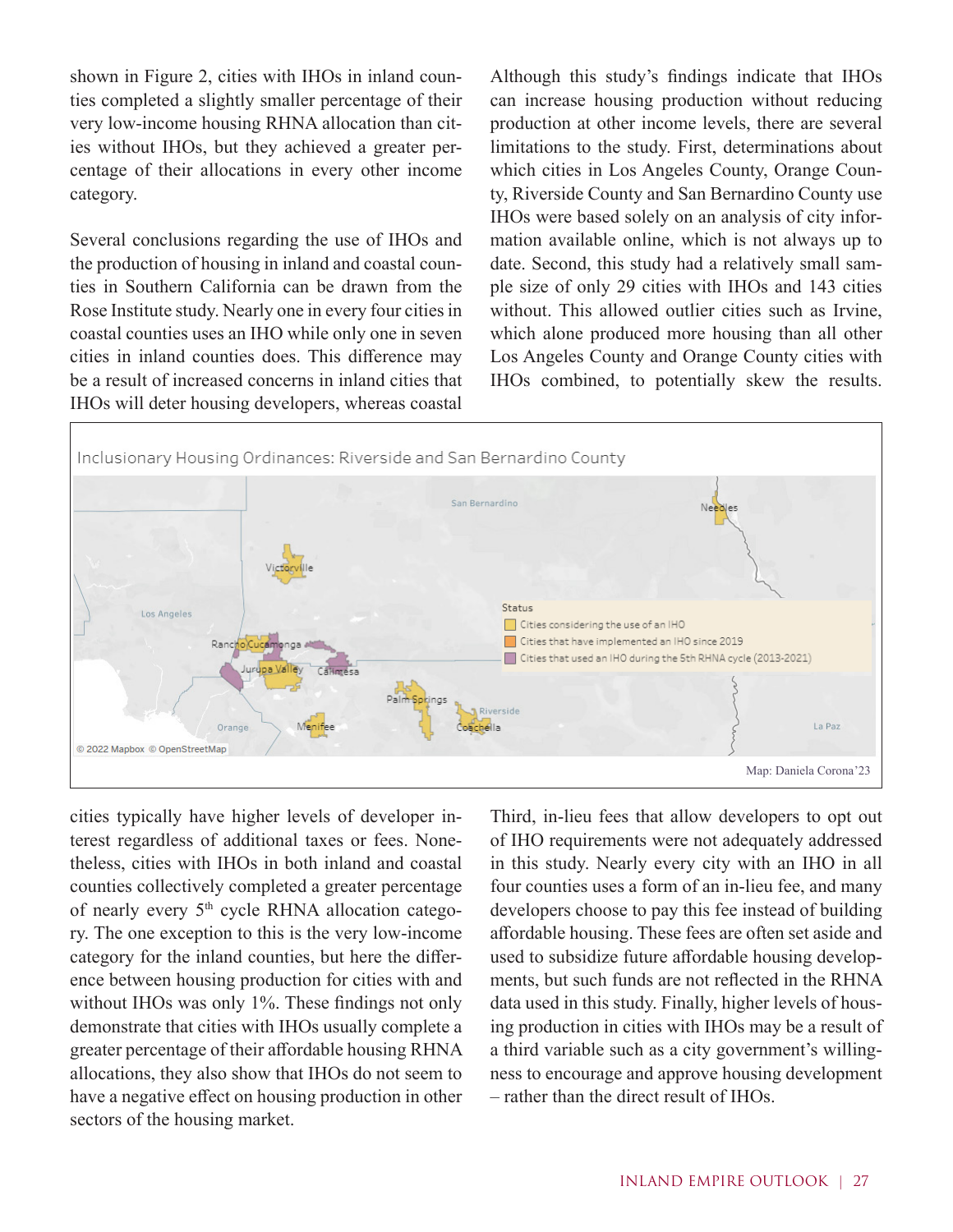shown in Figure 2, cities with IHOs in inland counties completed a slightly smaller percentage of their very low-income housing RHNA allocation than cities without IHOs, but they achieved a greater percentage of their allocations in every other income category.

Several conclusions regarding the use of IHOs and the production of housing in inland and coastal counties in Southern California can be drawn from the Rose Institute study. Nearly one in every four cities in coastal counties uses an IHO while only one in seven cities in inland counties does. This difference may be a result of increased concerns in inland cities that IHOs will deter housing developers, whereas coastal cities typically have higher levels of developer interest regardless of additional taxes or fees. Nonetheless, cities with IHOs in both inland and coastal counties collectively completed a greater percentage of nearly every 5th cycle RHNA allocation category. The one exception to this is the very low-income category for the inland counties, but here the difference between housing production for cities with and without IHOs was only 1%. These findings not only demonstrate that cities with IHOs usually complete a greater percentage of their affordable housing RHNA allocations, they also show that IHOs do not seem to have a negative effect on housing production in other sectors of the housing market.

Although this study's findings indicate that IHOs can increase housing production without reducing production at other income levels, there are several limitations to the study. First, determinations about which cities in Los Angeles County, Orange County, Riverside County and San Bernardino County use IHOs were based solely on an analysis of city information available online, which is not always up to date. Second, this study had a relatively small sample size of only 29 cities with IHOs and 143 cities without. This allowed outlier cities such as Irvine, which alone produced more housing than all other Los Angeles County and Orange County cities with IHOs combined, to potentially skew the results. Third, in-lieu fees that allow developers to opt out of IHO requirements were not adequately addressed in this study. Nearly every city with an IHO in all four counties uses a form of an in-lieu fee, and many developers choose to pay this fee instead of building affordable housing. These fees are often set aside and used to subsidize future affordable housing developments, but such funds are not reflected in the RHNA data used in this study. Finally, higher levels of housing production in cities with IHOs may be a result of a third variable such as a city government's willingness to encourage and approve housing development – rather than the direct result of IHOs.

Inclusionary Housing Ordinances: Riverside and San Bernardino County

Status
- Cities considering the use of an IHO
- Cities that have implemented an IHO since 2019
- Cities that used an IHO during the 5th RHNA cycle (2013-2021)

Map: Daniela Corona'23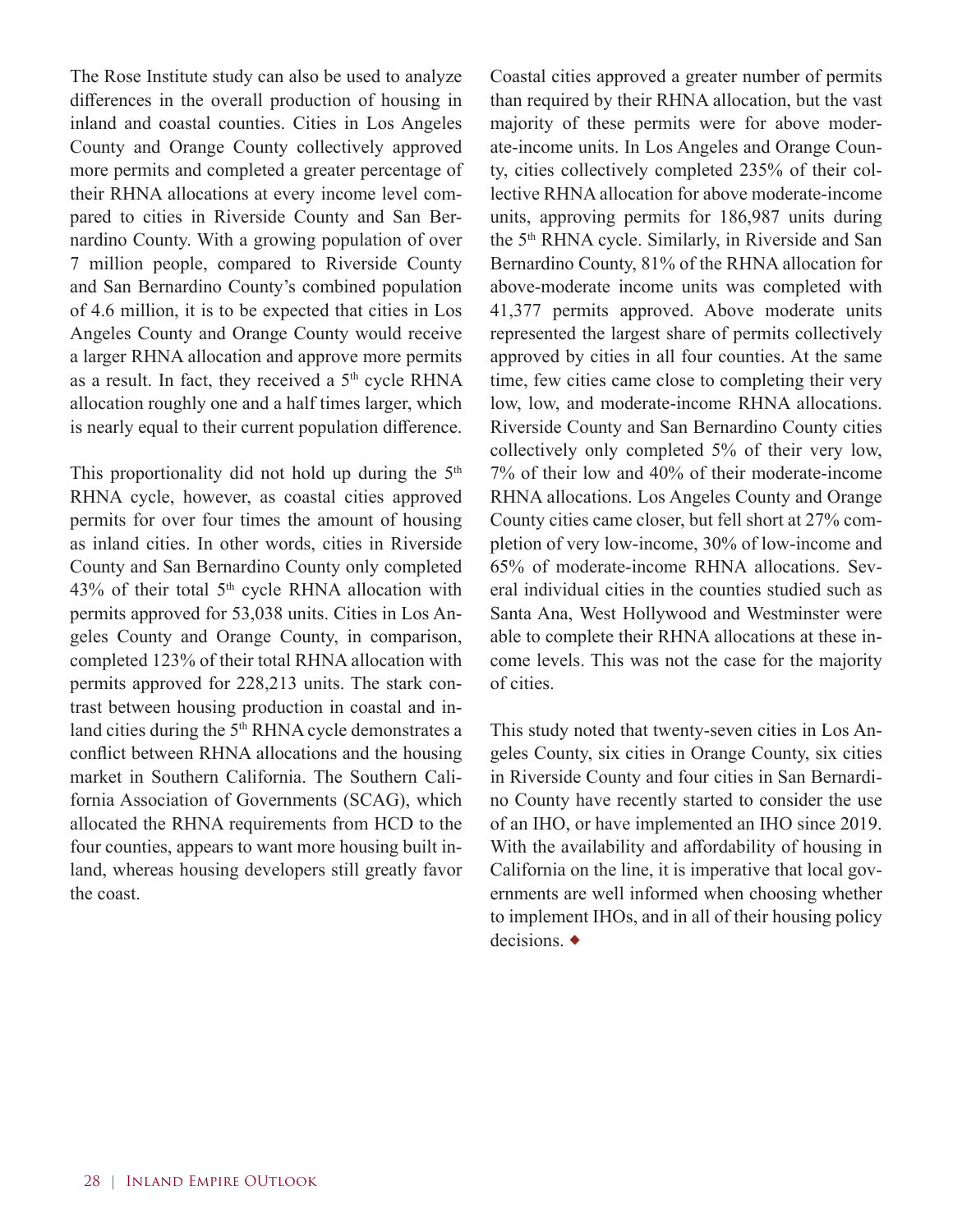The Rose Institute study can also be used to analyze differences in the overall production of housing in inland and coastal counties. Cities in Los Angeles County and Orange County collectively approved more permits and completed a greater percentage of their RHNA allocations at every income level compared to cities in Riverside County and San Bernardino County. With a growing population of over 7 million people, compared to Riverside County and San Bernardino County's combined population of 4.6 million, it is to be expected that cities in Los Angeles County and Orange County would receive a larger RHNA allocation and approve more permits as a result. In fact, they received a 5th cycle RHNA allocation roughly one and a half times larger, which is nearly equal to their current population difference.

This proportionality did not hold up during the 5th RHNA cycle, however, as coastal cities approved permits for over four times the amount of housing as inland cities. In other words, cities in Riverside County and San Bernardino County only completed 43% of their total 5th cycle RHNA allocation with permits approved for 53,038 units. Cities in Los Angeles County and Orange County, in comparison, completed 123% of their total RHNA allocation with permits approved for 228,213 units. The stark contrast between housing production in coastal and inland cities during the 5th RHNA cycle demonstrates a conflict between RHNA allocations and the housing market in Southern California. The Southern California Association of Governments (SCAG), which allocated the RHNA requirements from HCD to the four counties, appears to want more housing built inland, whereas housing developers still greatly favor the coast.

Coastal cities approved a greater number of permits than required by their RHNA allocation, but the vast majority of these permits were for above moderate-income units. In Los Angeles and Orange County, cities collectively completed 235% of their collective RHNA allocation for above moderate-income units, approving permits for 186,987 units during the 5th RHNA cycle. Similarly, in Riverside and San Bernardino County, 81% of the RHNA allocation for above-moderate income units was completed with 41,377 permits approved. Above moderate units represented the largest share of permits collectively approved by cities in all four counties. At the same time, few cities came close to completing their very low, low, and moderate-income RHNA allocations. Riverside County and San Bernardino County cities collectively only completed 5% of their very low, 7% of their low and 40% of their moderate-income RHNA allocations. Los Angeles County and Orange County cities came closer, but fell short at 27% completion of very low-income, 30% of low-income and 65% of moderate-income RHNA allocations. Several individual cities in the counties studied such as Santa Ana, West Hollywood and Westminster were able to complete their RHNA allocations at these income levels. This was not the case for the majority of cities.

This study noted that twenty-seven cities in Los Angeles County, six cities in Orange County, six cities in Riverside County and four cities in San Bernardino County have recently started to consider the use of an IHO, or have implemented an IHO since 2019. With the availability and affordability of housing in California on the line, it is imperative that local governments are well informed when choosing whether to implement IHOs, and in all of their housing policy decisions. ◆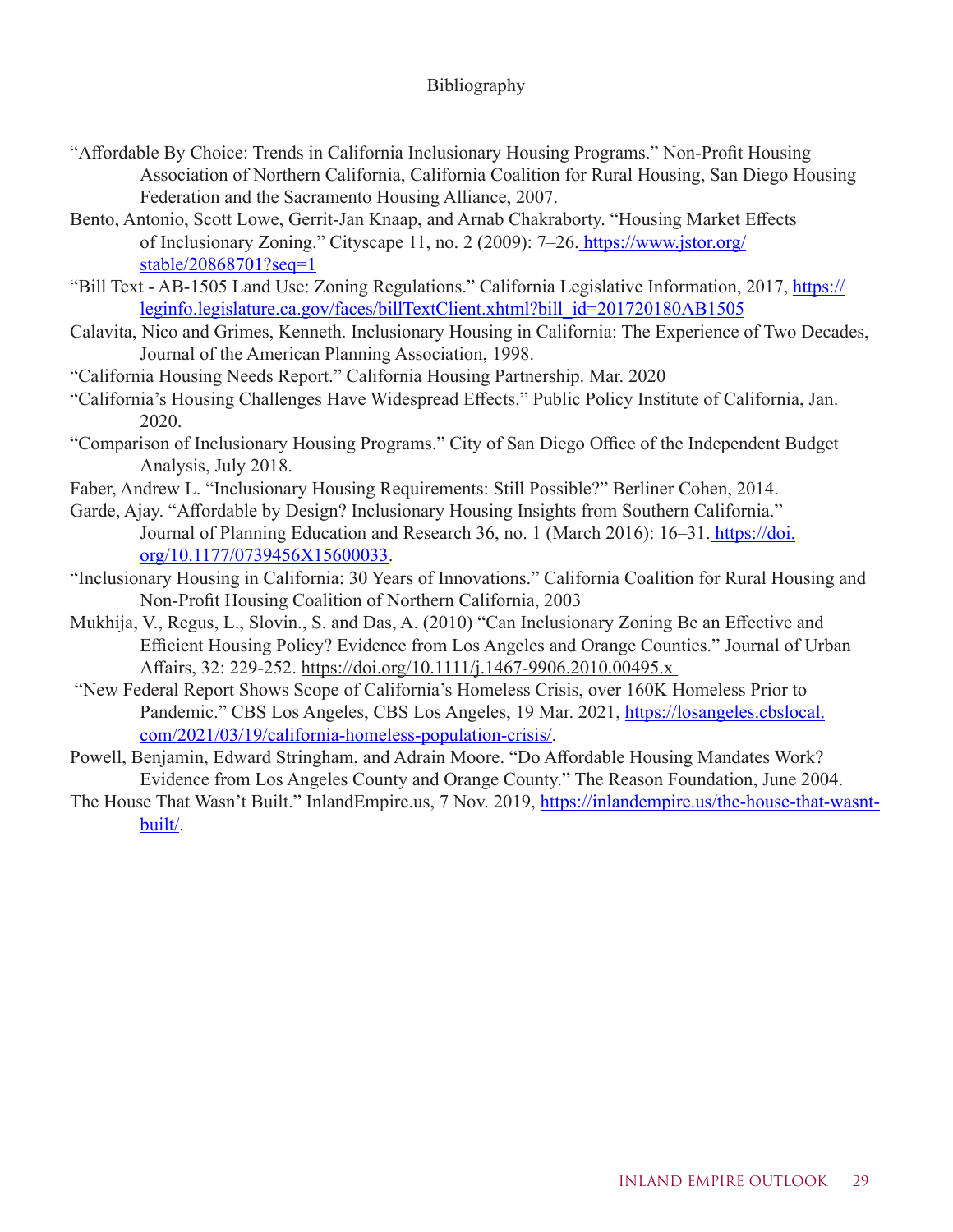# Bibliography

"Affordable By Choice: Trends in California Inclusionary Housing Programs." Non-Profit Housing Association of Northern California, California Coalition for Rural Housing, San Diego Housing Federation and the Sacramento Housing Alliance, 2007.

Bento, Antonio, Scott Lowe, Gerrit-Jan Knaap, and Arnab Chakraborty. "Housing Market Effects of Inclusionary Zoning." Cityscape 11, no. 2 (2009): 7–26. https://www.jstor.org/stable/20868701?seq=1

"Bill Text - AB-1505 Land Use: Zoning Regulations." California Legislative Information, 2017, https://leginfo.legislature.ca.gov/faces/billTextClient.xhtml?bill_id=201720180AB1505

Calavita, Nico and Grimes, Kenneth. Inclusionary Housing in California: The Experience of Two Decades, Journal of the American Planning Association, 1998.

"California Housing Needs Report." California Housing Partnership. Mar. 2020

"California's Housing Challenges Have Widespread Effects." Public Policy Institute of California, Jan. 2020.

"Comparison of Inclusionary Housing Programs." City of San Diego Office of the Independent Budget Analysis, July 2018.

Faber, Andrew L. "Inclusionary Housing Requirements: Still Possible?" Berliner Cohen, 2014.

Garde, Ajay. "Affordable by Design? Inclusionary Housing Insights from Southern California." Journal of Planning Education and Research 36, no. 1 (March 2016): 16–31. https://doi.org/10.1177/0739456X15600033.

"Inclusionary Housing in California: 30 Years of Innovations." California Coalition for Rural Housing and Non-Profit Housing Coalition of Northern California, 2003

Mukhija, V., Regus, L., Slovin., S. and Das, A. (2010) "Can Inclusionary Zoning Be an Effective and Efficient Housing Policy? Evidence from Los Angeles and Orange Counties." Journal of Urban Affairs, 32: 229-252. https://doi.org/10.1111/j.1467-9906.2010.00495.x

"New Federal Report Shows Scope of California's Homeless Crisis, over 160K Homeless Prior to Pandemic." CBS Los Angeles, CBS Los Angeles, 19 Mar. 2021, https://losangeles.cbslocal.com/2021/03/19/california-homeless-population-crisis/.

Powell, Benjamin, Edward Stringham, and Adrain Moore. "Do Affordable Housing Mandates Work? Evidence from Los Angeles County and Orange County." The Reason Foundation, June 2004.

The House That Wasn't Built." InlandEmpire.us, 7 Nov. 2019, https://inlandempire.us/the-house-that-wasnt-built/.